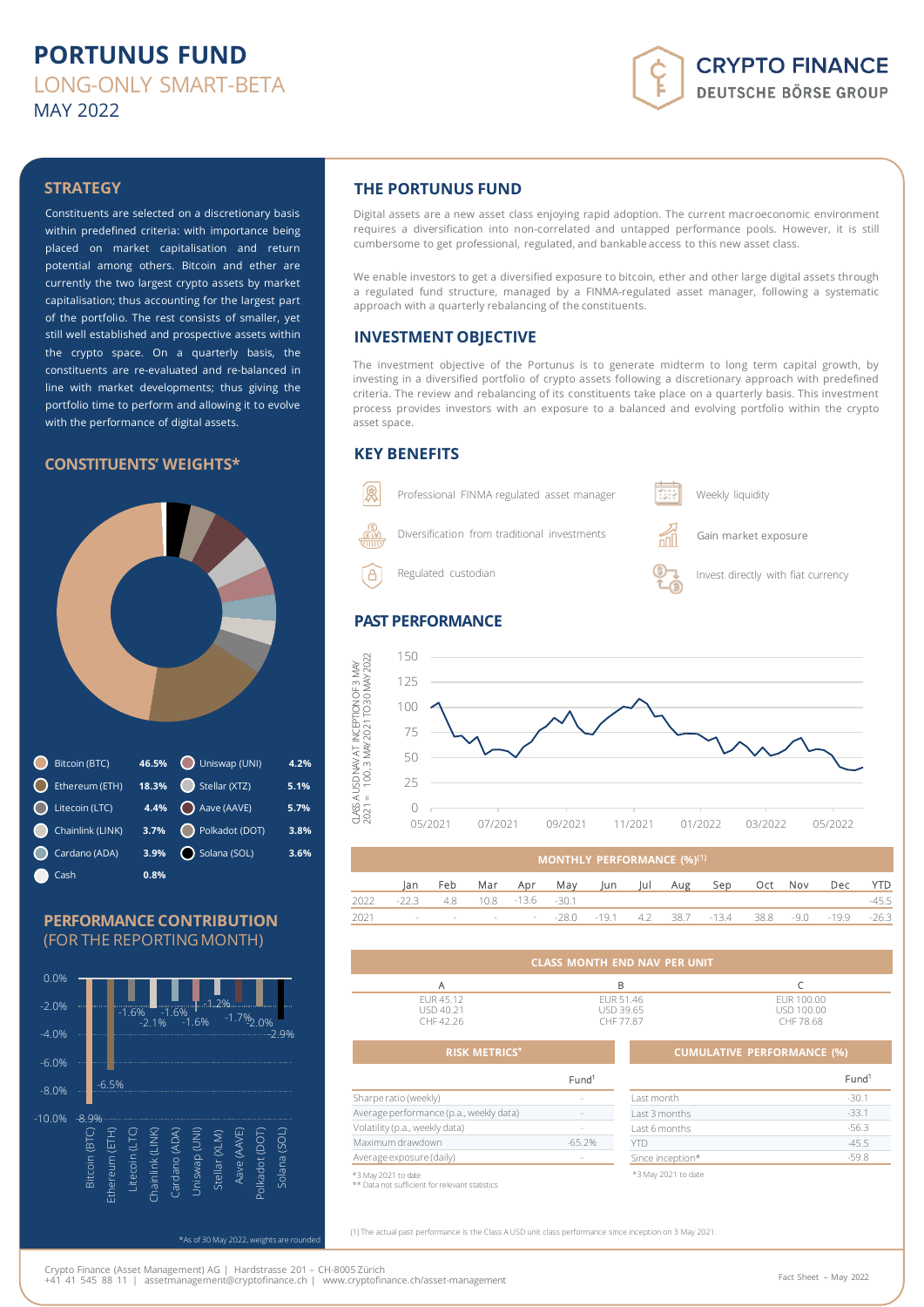# PORTUNUS FUND

LONG-ONLY SMART-BETA

MAY 2022

CRYPTO FINANCE
DEUTSCHE BÖRSE GROUP

## STRATEGY

Constituents are selected on a discretionary basis within predefined criteria: with importance being placed on market capitalisation and return potential among others. Bitcoin and ether are currently the two largest crypto assets by market capitalisation; thus accounting for the largest part of the portfolio. The rest consists of smaller, yet still well established and prospective assets within the crypto space. On a quarterly basis, the constituents are re-evaluated and re-balanced in line with market developments; thus giving the portfolio time to perform and allowing it to evolve with the performance of digital assets.

## CONSTITUENTS' WEIGHTS*

| Asset | Weight | Asset | Weight |
|---|---|---|---|
| Bitcoin (BTC) | 46.5% | Uniswap (UNI) | 4.2% |
| Ethereum (ETH) | 18.3% | Stellar (XTZ) | 5.1% |
| Litecoin (LTC) | 4.4% | Aave (AAVE) | 5.7% |
| Chainlink (LINK) | 3.7% | Polkadot (DOT) | 3.8% |
| Cardano (ADA) | 3.9% | Solana (SOL) | 3.6% |
| Cash | 0.8% | | |

## PERFORMANCE CONTRIBUTION
(FOR THE REPORTING MONTH)

| Bitcoin (BTC) | Ethereum (ETH) | Litecoin (LTC) | Chainlink (LINK) | Cardano (ADA) | Uniswap (UNI) | Stellar (XLM) | Aave (AAVE) | Polkadot (DOT) | Solana (SOL) |
|---|---|---|---|---|---|---|---|---|---|
| -8.9% | -6.5% | -1.6% | -2.1% | -1.6% | -1.6% | -1.2% | -1.7% | -2.0% | -2.9% |

*As of 30 May 2022, weights are rounded

## THE PORTUNUS FUND

Digital assets are a new asset class enjoying rapid adoption. The current macroeconomic environment requires a diversification into non-correlated and untapped performance pools. However, it is still cumbersome to get professional, regulated, and bankable access to this new asset class.

We enable investors to get a diversified exposure to bitcoin, ether and other large digital assets through a regulated fund structure, managed by a FINMA-regulated asset manager, following a systematic approach with a quarterly rebalancing of the constituents.

## INVESTMENT OBJECTIVE

The investment objective of the Portunus is to generate midterm to long term capital growth, by investing in a diversified portfolio of crypto assets following a discretionary approach with predefined criteria. The review and rebalancing of its constituents take place on a quarterly basis. This investment process provides investors with an exposure to a balanced and evolving portfolio within the crypto asset space.

## KEY BENEFITS

- Professional FINMA regulated asset manager
- Diversification from traditional investments
- Regulated custodian
- Weekly liquidity
- Gain market exposure
- Invest directly with fiat currency

## PAST PERFORMANCE

CLASS A USD NAV AT INCEPTION OF 3 MAY 2021 = 100, 3 MAY 2021 TO 30 MAY 2022

### MONTHLY PERFORMANCE (%)[1]

| | Jan | Feb | Mar | Apr | May | Jun | Jul | Aug | Sep | Oct | Nov | Dec | YTD |
|---|---|---|---|---|---|---|---|---|---|---|---|---|---|
| 2022 | -22.3 | 4.8 | 10.8 | -13.6 | -30.1 | | | | | | | | -45.5 |
| 2021 | - | - | - | - | -28.0 | -19.1 | 4.2 | 38.7 | -13.4 | 38.8 | -9.0 | -19.9 | -26.3 |

### CLASS MONTH END NAV PER UNIT

| A | B | C |
|---|---|---|
| EUR 45.12<br>USD 40.21<br>CHF 42.26 | EUR 51.46<br>USD 39.65<br>CHF 77.87 | EUR 100.00<br>USD 100.00<br>CHF 78.68 |

### RISK METRICS*

| | Fund[1] |
|---|---|
| Sharpe ratio (weekly) | - |
| Average performance (p.a., weekly data) | - |
| Volatility (p.a., weekly data) | - |
| Maximum drawdown | -65.2% |
| Average exposure (daily) | - |

*3 May 2021 to date
** Data not sufficient for relevant statistics

### CUMULATIVE PERFORMANCE (%)

| | Fund[1] |
|---|---|
| Last month | -30.1 |
| Last 3 months | -33.1 |
| Last 6 months | -56.3 |
| YTD | -45.5 |
| Since inception* | -59.8 |

*3 May 2021 to date

(1) The actual past performance is the Class A USD unit class performance since inception on 3 May 2021.

Crypto Finance (Asset Management) AG | Hardstrasse 201 – CH-8005 Zürich
+41 41 545 88 11 | assetmanagement@cryptofinance.ch | www.cryptofinance.ch/asset-management

Fact Sheet – May 2022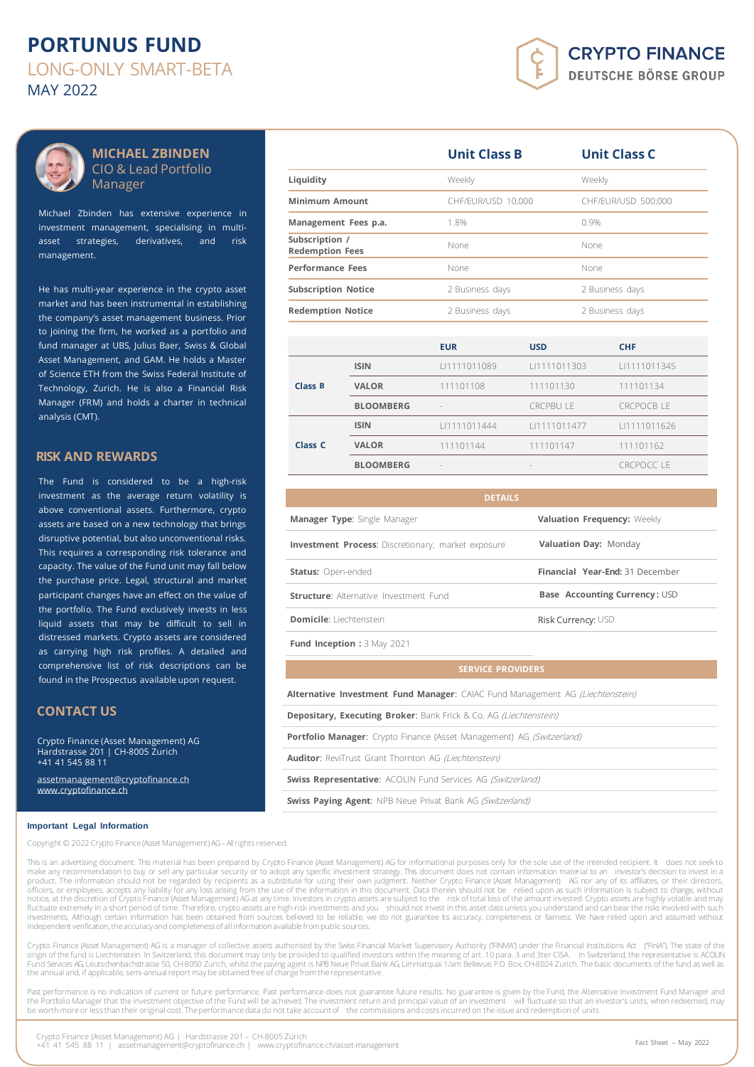# PORTUNUS FUND

LONG-ONLY SMART-BETA

MAY 2022

CRYPTO FINANCE
DEUTSCHE BÖRSE GROUP

## MICHAEL ZBINDEN

CIO & Lead Portfolio Manager

Michael Zbinden has extensive experience in investment management, specialising in multi-asset strategies, derivatives, and risk management.

He has multi-year experience in the crypto asset market and has been instrumental in establishing the company's asset management business. Prior to joining the firm, he worked as a portfolio and fund manager at UBS, Julius Baer, Swiss & Global Asset Management, and GAM. He holds a Master of Science ETH from the Swiss Federal Institute of Technology, Zurich. He is also a Financial Risk Manager (FRM) and holds a charter in technical analysis (CMT).

## RISK AND REWARDS

The Fund is considered to be a high-risk investment as the average return volatility is above conventional assets. Furthermore, crypto assets are based on a new technology that brings disruptive potential, but also unconventional risks. This requires a corresponding risk tolerance and capacity. The value of the Fund unit may fall below the purchase price. Legal, structural and market participant changes have an effect on the value of the portfolio. The Fund exclusively invests in less liquid assets that may be difficult to sell in distressed markets. Crypto assets are considered as carrying high risk profiles. A detailed and comprehensive list of risk descriptions can be found in the Prospectus available upon request.

## CONTACT US

Crypto Finance (Asset Management) AG
Hardstrasse 201 | CH-8005 Zurich
+41 41 545 88 11

assetmanagement@cryptofinance.ch
www.cryptofinance.ch

| | Unit Class B | Unit Class C |
|---|---|---|
| **Liquidity** | Weekly | Weekly |
| **Minimum Amount** | CHF/EUR/USD 10,000 | CHF/EUR/USD 500,000 |
| **Management Fees p.a.** | 1.8% | 0.9% |
| **Subscription / Redemption Fees** | None | None |
| **Performance Fees** | None | None |
| **Subscription Notice** | 2 Business days | 2 Business days |
| **Redemption Notice** | 2 Business days | 2 Business days |

| | | EUR | USD | CHF |
|---|---|---|---|---|
| **Class B** | **ISIN** | LI1111011089 | LI1111011303 | LI1111011345 |
| | **VALOR** | 111101108 | 111101130 | 111101134 |
| | **BLOOMBERG** | - | CRCPBU LE | CRCPOCB LE |
| **Class C** | **ISIN** | LI1111011444 | LI1111011477 | LI1111011626 |
| | **VALOR** | 111101144 | 111101147 | 111101162 |
| | **BLOOMBERG** | - | - | CRCPOCC LE |

### DETAILS

**Manager Type**: Single Manager

**Valuation Frequency:** Weekly

**Investment Process**: Discretionary, market exposure

**Valuation Day:** Monday

**Status:** Open-ended

**Financial Year-End:** 31 December

**Structure**: Alternative Investment Fund

**Base Accounting Currency:** USD

**Domicile**: Liechtenstein

Risk Currency: USD

**Fund Inception :** 3 May 2021

### SERVICE PROVIDERS

**Alternative Investment Fund Manager**: CAIAC Fund Management AG *(Liechtenstein)*

**Depositary, Executing Broker**: Bank Frick & Co. AG *(Liechtenstein)*

**Portfolio Manager**: Crypto Finance (Asset Management) AG *(Switzerland)*

**Auditor**: ReviTrust Grant Thornton AG *(Liechtenstein)*

**Swiss Representative**: ACOLIN Fund Services AG *(Switzerland)*

**Swiss Paying Agent**: NPB Neue Privat Bank AG *(Switzerland)*

**Important Legal Information**

Copyright © 2022 Crypto Finance (Asset Management) AG – All rights reserved.

This is an advertising document. This material has been prepared by Crypto Finance (Asset Management) AG for informational purposes only for the sole use of the intended recipient. It does not seek to make any recommendation to buy or sell any particular security or to adopt any specific investment strategy. This document does not contain information material to an investor's decision to invest in a product. The information should not be regarded by recipients as a substitute for using their own judgment. Neither Crypto Finance (Asset Management) AG nor any of its affiliates, or their directors, officers, or employees, accepts any liability for any loss arising from the use of the information in this document. Data therein should not be relied upon as such information is subject to change, without notice, at the discretion of Crypto Finance (Asset Management) AG at any time. Investors in crypto assets are subject to the risk of total loss of the amount invested. Crypto assets are highly volatile and may fluctuate extremely in a short period of time. Therefore, crypto assets are high-risk investments and you should not invest in this asset class unless you understand and can bear the risks involved with such investments. Although certain information has been obtained from sources believed to be reliable, we do not guarantee its accuracy, completeness or fairness. We have relied upon and assumed without independent verification, the accuracy and completeness of all information available from public sources.

Crypto Finance (Asset Management) AG is a manager of collective assets authorised by the Swiss Financial Market Supervisory Authority ("FINMA") under the Financial Institutions Act ("FinIA"). The state of the origin of the fund is Liechtenstein. In Switzerland, this document may only be provided to qualified investors within the meaning of art. 10 para. 3 and 3ter CISA. In Switzerland, the representative is ACOLIN Fund Services AG, Leutschenbachstrasse 50, CH-8050 Zurich, whilst the paying agent is NPB Neue Privat Bank AG, Limmatquai 1/am Bellevue, P.O. Box, CH-8024 Zurich. The basic documents of the fund as well as the annual and, if applicable, semi-annual report may be obtained free of charge from the representative.

Past performance is no indication of current or future performance. Past performance does not guarantee future results. No guarantee is given by the Fund, the Alternative Investment Fund Manager and the Portfolio Manager that the investment objective of the Fund will be achieved. The investment return and principal value of an investment will fluctuate so that an investor's units, when redeemed, may be worth more or less than their original cost. The performance data do not take account of the commissions and costs incurred on the issue and redemption of units.

Crypto Finance (Asset Management) AG | Hardstrasse 201 – CH-8005 Zürich
+41 41 545 88 11 | assetmanagement@cryptofinance.ch | www.cryptofinance.ch/asset-management

Fact Sheet – May 2022